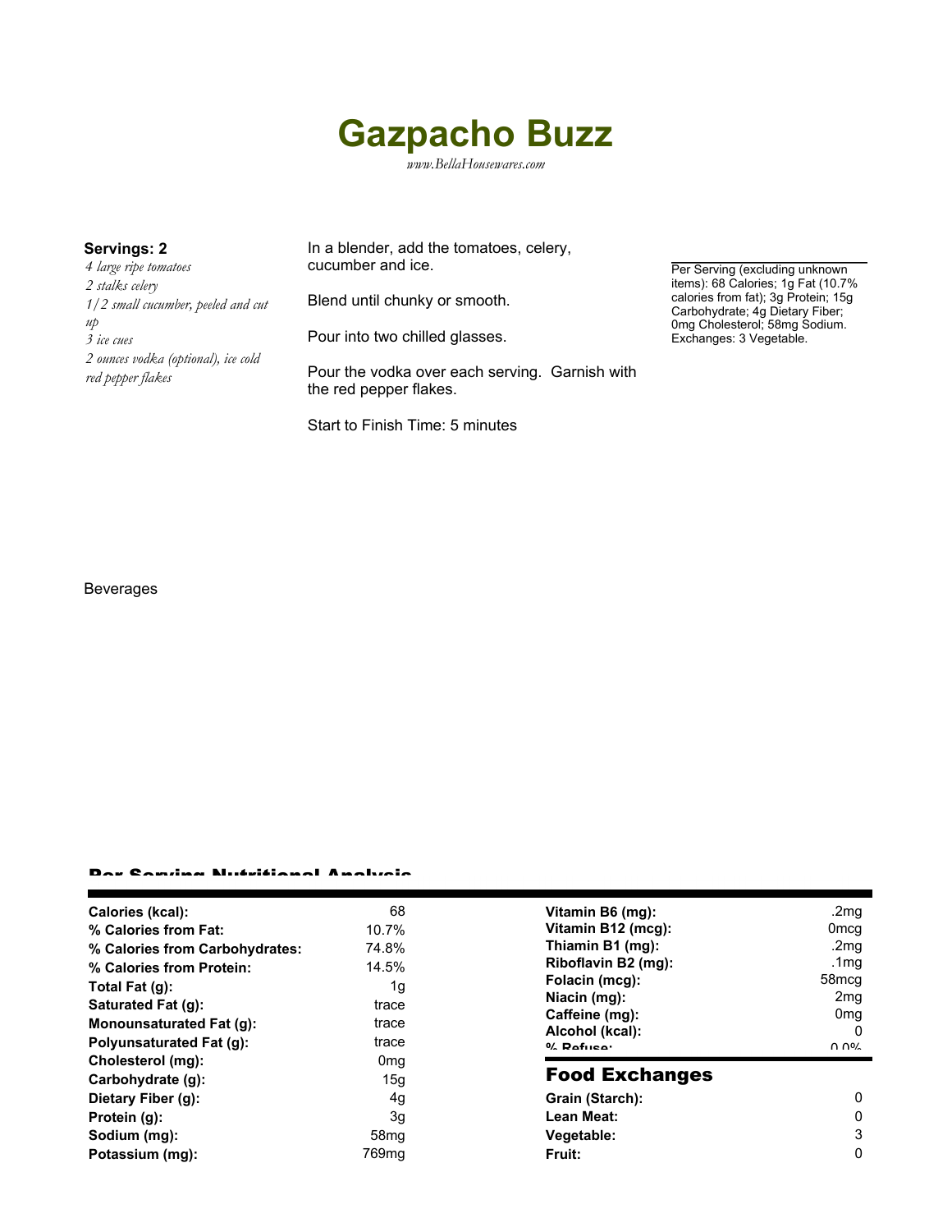# Gazpacho Buzz

*www.BellaHousewares.com*

**Servings: 2**

*4 large ripe tomatoes*
*2 stalks celery*
*1/2 small cucumber, peeled and cut up*
*3 ice cues*
*2 ounces vodka (optional), ice cold*
*red pepper flakes*

In a blender, add the tomatoes, celery, cucumber and ice.

Blend until chunky or smooth.

Pour into two chilled glasses.

Pour the vodka over each serving. Garnish with the red pepper flakes.

Start to Finish Time: 5 minutes

Per Serving (excluding unknown items): 68 Calories; 1g Fat (10.7% calories from fat); 3g Protein; 15g Carbohydrate; 4g Dietary Fiber; 0mg Cholesterol; 58mg Sodium. Exchanges: 3 Vegetable.

Beverages

## Per Serving Nutritional Analysis

| | |
|---|---|
| **Calories (kcal):** | 68 |
| **% Calories from Fat:** | 10.7% |
| **% Calories from Carbohydrates:** | 74.8% |
| **% Calories from Protein:** | 14.5% |
| **Total Fat (g):** | 1g |
| **Saturated Fat (g):** | trace |
| **Monounsaturated Fat (g):** | trace |
| **Polyunsaturated Fat (g):** | trace |
| **Cholesterol (mg):** | 0mg |
| **Carbohydrate (g):** | 15g |
| **Dietary Fiber (g):** | 4g |
| **Protein (g):** | 3g |
| **Sodium (mg):** | 58mg |
| **Potassium (mg):** | 769mg |
| **Vitamin B6 (mg):** | .2mg |
| **Vitamin B12 (mcg):** | 0mcg |
| **Thiamin B1 (mg):** | .2mg |
| **Riboflavin B2 (mg):** | .1mg |
| **Folacin (mcg):** | 58mcg |
| **Niacin (mg):** | 2mg |
| **Caffeine (mg):** | 0mg |
| **Alcohol (kcal):** | 0 |
| **% Refuse:** | 0.0% |

## Food Exchanges

| | |
|---|---|
| **Grain (Starch):** | 0 |
| **Lean Meat:** | 0 |
| **Vegetable:** | 3 |
| **Fruit:** | 0 |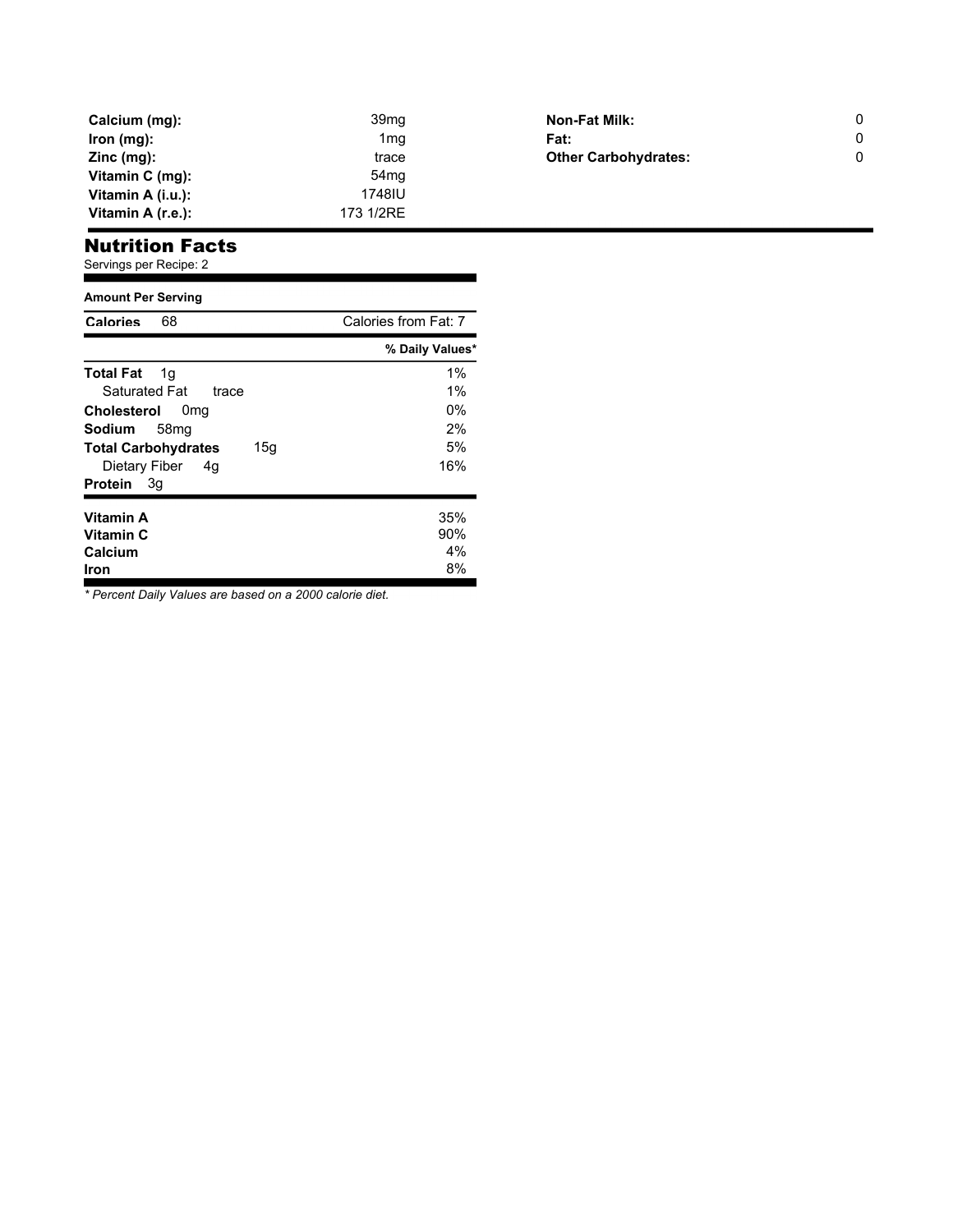| | |
|---|---|
| **Calcium (mg):** | 39mg |
| **Iron (mg):** | 1mg |
| **Zinc (mg):** | trace |
| **Vitamin C (mg):** | 54mg |
| **Vitamin A (i.u.):** | 1748IU |
| **Vitamin A (r.e.):** | 173 1/2RE |

| | |
|---|---|
| **Non-Fat Milk:** | 0 |
| **Fat:** | 0 |
| **Other Carbohydrates:** | 0 |

## Nutrition Facts

Servings per Recipe: 2

**Amount Per Serving**

| | |
|---|---|
| **Calories** 68 | Calories from Fat: 7 |
| | **% Daily Values*** |
| **Total Fat** 1g | 1% |
| Saturated Fat trace | 1% |
| **Cholesterol** 0mg | 0% |
| **Sodium** 58mg | 2% |
| **Total Carbohydrates** 15g | 5% |
| Dietary Fiber 4g | 16% |
| **Protein** 3g | |
| **Vitamin A** | 35% |
| **Vitamin C** | 90% |
| **Calcium** | 4% |
| **Iron** | 8% |

*\* Percent Daily Values are based on a 2000 calorie diet.*